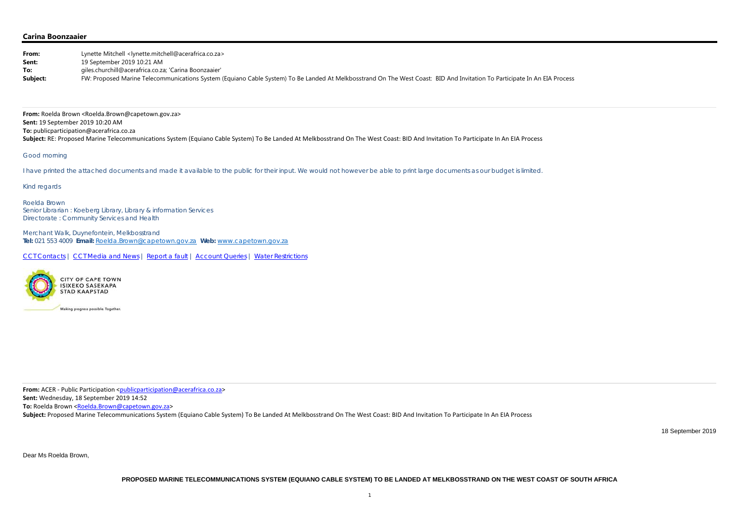**Carina Boonzaaier**

**From:** Lynette Mitchell <lynette.mitchell@acerafrica.co.za>
**Sent:** 19 September 2019 10:21 AM
**To:** giles.churchill@acerafrica.co.za; 'Carina Boonzaaier'
**Subject:** FW: Proposed Marine Telecommunications System (Equiano Cable System) To Be Landed At Melkbosstrand On The West Coast: BID And Invitation To Participate In An EIA Process

---

**From:** Roelda Brown <Roelda.Brown@capetown.gov.za>
**Sent:** 19 September 2019 10:20 AM
**To:** publicparticipation@acerafrica.co.za
**Subject:** RE: Proposed Marine Telecommunications System (Equiano Cable System) To Be Landed At Melkbosstrand On The West Coast: BID And Invitation To Participate In An EIA Process

Good morning

I have printed the attached documents and made it available to the public for their input. We would not however be able to print large documents as our budget is limited.

Kind regards

Roelda Brown
Senior Librarian : Koeberg Library, Library & information Services
Directorate : Community Services and Health

Merchant Walk, Duynefontein, Melkbosstrand
**Tel:** 021 553 4009 **Email:** Roelda.Brown@capetown.gov.za **Web:** www.capetown.gov.za

CCT Contacts | CCT Media and News | Report a fault | Account Queries | Water Restrictions

CITY OF CAPE TOWN
ISIXEKO SASEKAPA
STAD KAAPSTAD

Making progress possible. Together.

---

**From:** ACER - Public Participation <publicparticipation@acerafrica.co.za>
**Sent:** Wednesday, 18 September 2019 14:52
**To:** Roelda Brown <Roelda.Brown@capetown.gov.za>
**Subject:** Proposed Marine Telecommunications System (Equiano Cable System) To Be Landed At Melkbosstrand On The West Coast: BID And Invitation To Participate In An EIA Process

18 September 2019

Dear Ms Roelda Brown,

**PROPOSED MARINE TELECOMMUNICATIONS SYSTEM (EQUIANO CABLE SYSTEM) TO BE LANDED AT MELKBOSSTRAND ON THE WEST COAST OF SOUTH AFRICA**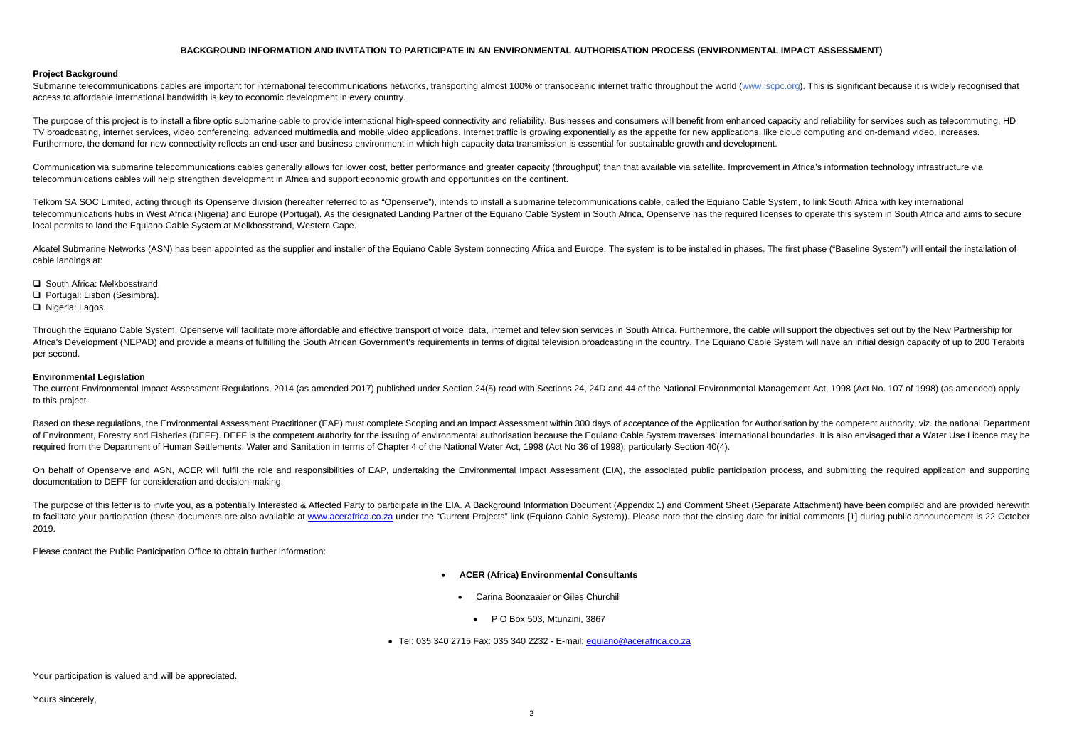**BACKGROUND INFORMATION AND INVITATION TO PARTICIPATE IN AN ENVIRONMENTAL AUTHORISATION PROCESS (ENVIRONMENTAL IMPACT ASSESSMENT)**

**Project Background**

Submarine telecommunications cables are important for international telecommunications networks, transporting almost 100% of transoceanic internet traffic throughout the world (www.iscpc.org). This is significant because it is widely recognised that access to affordable international bandwidth is key to economic development in every country.

The purpose of this project is to install a fibre optic submarine cable to provide international high-speed connectivity and reliability. Businesses and consumers will benefit from enhanced capacity and reliability for services such as telecommuting, HD TV broadcasting, internet services, video conferencing, advanced multimedia and mobile video applications. Internet traffic is growing exponentially as the appetite for new applications, like cloud computing and on-demand video, increases. Furthermore, the demand for new connectivity reflects an end-user and business environment in which high capacity data transmission is essential for sustainable growth and development.

Communication via submarine telecommunications cables generally allows for lower cost, better performance and greater capacity (throughput) than that available via satellite. Improvement in Africa's information technology infrastructure via telecommunications cables will help strengthen development in Africa and support economic growth and opportunities on the continent.

Telkom SA SOC Limited, acting through its Openserve division (hereafter referred to as "Openserve"), intends to install a submarine telecommunications cable, called the Equiano Cable System, to link South Africa with key international telecommunications hubs in West Africa (Nigeria) and Europe (Portugal). As the designated Landing Partner of the Equiano Cable System in South Africa, Openserve has the required licenses to operate this system in South Africa and aims to secure local permits to land the Equiano Cable System at Melkbosstrand, Western Cape.

Alcatel Submarine Networks (ASN) has been appointed as the supplier and installer of the Equiano Cable System connecting Africa and Europe. The system is to be installed in phases. The first phase ("Baseline System") will entail the installation of cable landings at:

- South Africa: Melkbosstrand.
- Portugal: Lisbon (Sesimbra).
- Nigeria: Lagos.

Through the Equiano Cable System, Openserve will facilitate more affordable and effective transport of voice, data, internet and television services in South Africa. Furthermore, the cable will support the objectives set out by the New Partnership for Africa's Development (NEPAD) and provide a means of fulfilling the South African Government's requirements in terms of digital television broadcasting in the country. The Equiano Cable System will have an initial design capacity of up to 200 Terabits per second.

**Environmental Legislation**

The current Environmental Impact Assessment Regulations, 2014 (as amended 2017) published under Section 24(5) read with Sections 24, 24D and 44 of the National Environmental Management Act, 1998 (Act No. 107 of 1998) (as amended) apply to this project.

Based on these regulations, the Environmental Assessment Practitioner (EAP) must complete Scoping and an Impact Assessment within 300 days of acceptance of the Application for Authorisation by the competent authority, viz. the national Department of Environment, Forestry and Fisheries (DEFF). DEFF is the competent authority for the issuing of environmental authorisation because the Equiano Cable System traverses' international boundaries. It is also envisaged that a Water Use Licence may be required from the Department of Human Settlements, Water and Sanitation in terms of Chapter 4 of the National Water Act, 1998 (Act No 36 of 1998), particularly Section 40(4).

On behalf of Openserve and ASN, ACER will fulfil the role and responsibilities of EAP, undertaking the Environmental Impact Assessment (EIA), the associated public participation process, and submitting the required application and supporting documentation to DEFF for consideration and decision-making.

The purpose of this letter is to invite you, as a potentially Interested & Affected Party to participate in the EIA. A Background Information Document (Appendix 1) and Comment Sheet (Separate Attachment) have been compiled and are provided herewith to facilitate your participation (these documents are also available at www.acerafrica.co.za under the "Current Projects" link (Equiano Cable System)). Please note that the closing date for initial comments [1] during public announcement is 22 October 2019.

Please contact the Public Participation Office to obtain further information:

- **ACER (Africa) Environmental Consultants**
  - Carina Boonzaaier or Giles Churchill
    - P O Box 503, Mtunzini, 3867
- Tel: 035 340 2715 Fax: 035 340 2232 - E-mail: equiano@acerafrica.co.za

Your participation is valued and will be appreciated.

Yours sincerely,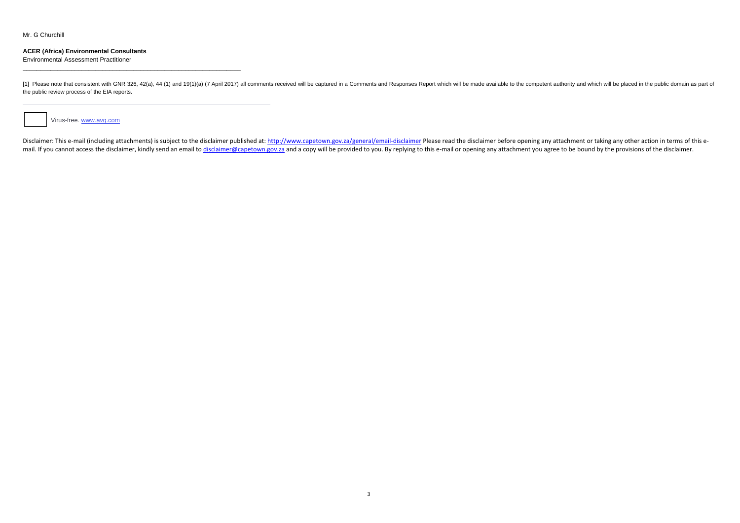Mr. G Churchill

**ACER (Africa) Environmental Consultants**
Environmental Assessment Practitioner

---

[1] Please note that consistent with GNR 326, 42(a), 44 (1) and 19(1)(a) (7 April 2017) all comments received will be captured in a Comments and Responses Report which will be made available to the competent authority and which will be placed in the public domain as part of the public review process of the EIA reports.

---

Virus-free. www.avg.com

Disclaimer: This e-mail (including attachments) is subject to the disclaimer published at: http://www.capetown.gov.za/general/email-disclaimer Please read the disclaimer before opening any attachment or taking any other action in terms of this e-mail. If you cannot access the disclaimer, kindly send an email to disclaimer@capetown.gov.za and a copy will be provided to you. By replying to this e-mail or opening any attachment you agree to be bound by the provisions of the disclaimer.